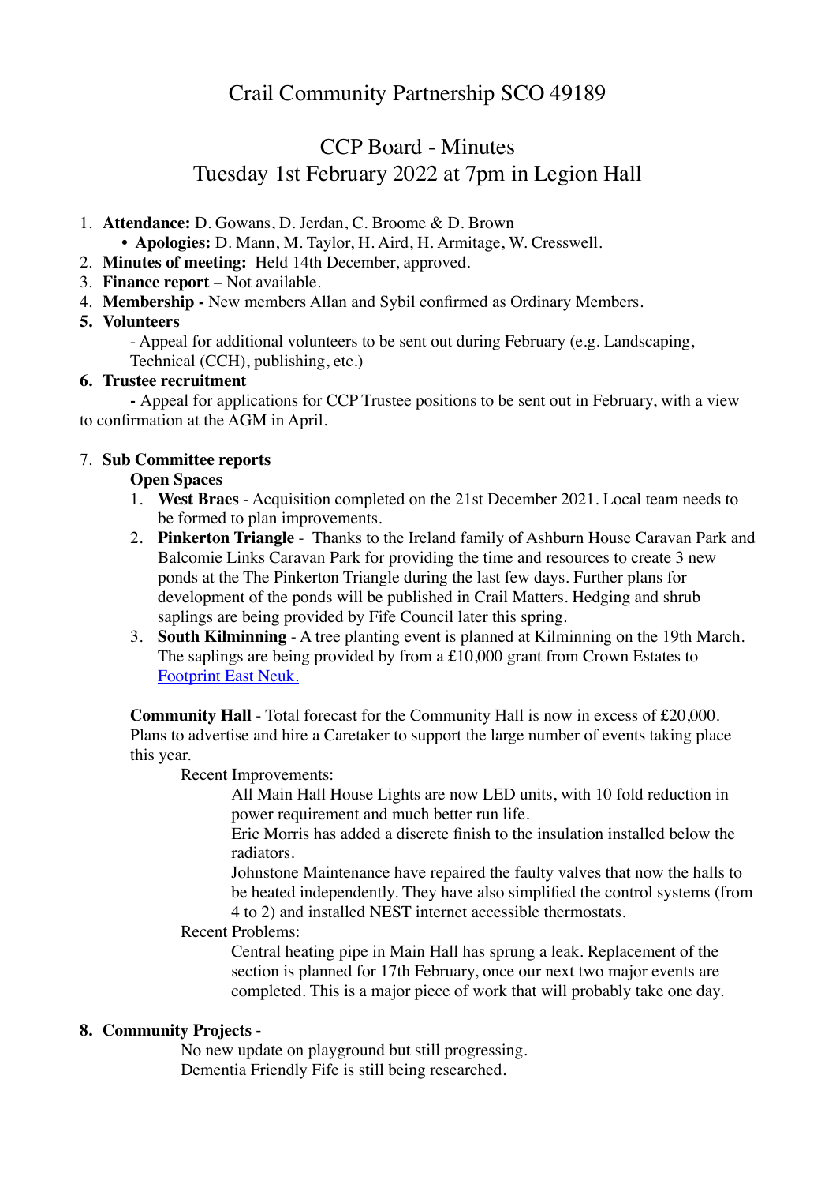# Crail Community Partnership SCO 49189

## CCP Board - Minutes

## Tuesday 1st February 2022 at 7pm in Legion Hall

1. **Attendance:** D. Gowans, D. Jerdan, C. Broome & D. Brown
   - **Apologies:** D. Mann, M. Taylor, H. Aird, H. Armitage, W. Cresswell.
2. **Minutes of meeting:** Held 14th December, approved.
3. **Finance report** – Not available.
4. **Membership -** New members Allan and Sybil confirmed as Ordinary Members.
5. **Volunteers**

   - Appeal for additional volunteers to be sent out during February (e.g. Landscaping, Technical (CCH), publishing, etc.)
6. **Trustee recruitment**

   **-** Appeal for applications for CCP Trustee positions to be sent out in February, with a view to confirmation at the AGM in April.

7. **Sub Committee reports**

   **Open Spaces**

   1. **West Braes** - Acquisition completed on the 21st December 2021. Local team needs to be formed to plan improvements.
   2. **Pinkerton Triangle** - Thanks to the Ireland family of Ashburn House Caravan Park and Balcomie Links Caravan Park for providing the time and resources to create 3 new ponds at the The Pinkerton Triangle during the last few days. Further plans for development of the ponds will be published in Crail Matters. Hedging and shrub saplings are being provided by Fife Council later this spring.
   3. **South Kilminning** - A tree planting event is planned at Kilminning on the 19th March. The saplings are being provided by from a £10,000 grant from Crown Estates to [Footprint East Neuk.]()

   **Community Hall** - Total forecast for the Community Hall is now in excess of £20,000. Plans to advertise and hire a Caretaker to support the large number of events taking place this year.

   Recent Improvements:

   All Main Hall House Lights are now LED units, with 10 fold reduction in power requirement and much better run life.

   Eric Morris has added a discrete finish to the insulation installed below the radiators.

   Johnstone Maintenance have repaired the faulty valves that now the halls to be heated independently. They have also simplified the control systems (from 4 to 2) and installed NEST internet accessible thermostats.

   Recent Problems:

   Central heating pipe in Main Hall has sprung a leak. Replacement of the section is planned for 17th February, once our next two major events are completed. This is a major piece of work that will probably take one day.

8. **Community Projects -**

   No new update on playground but still progressing.

   Dementia Friendly Fife is still being researched.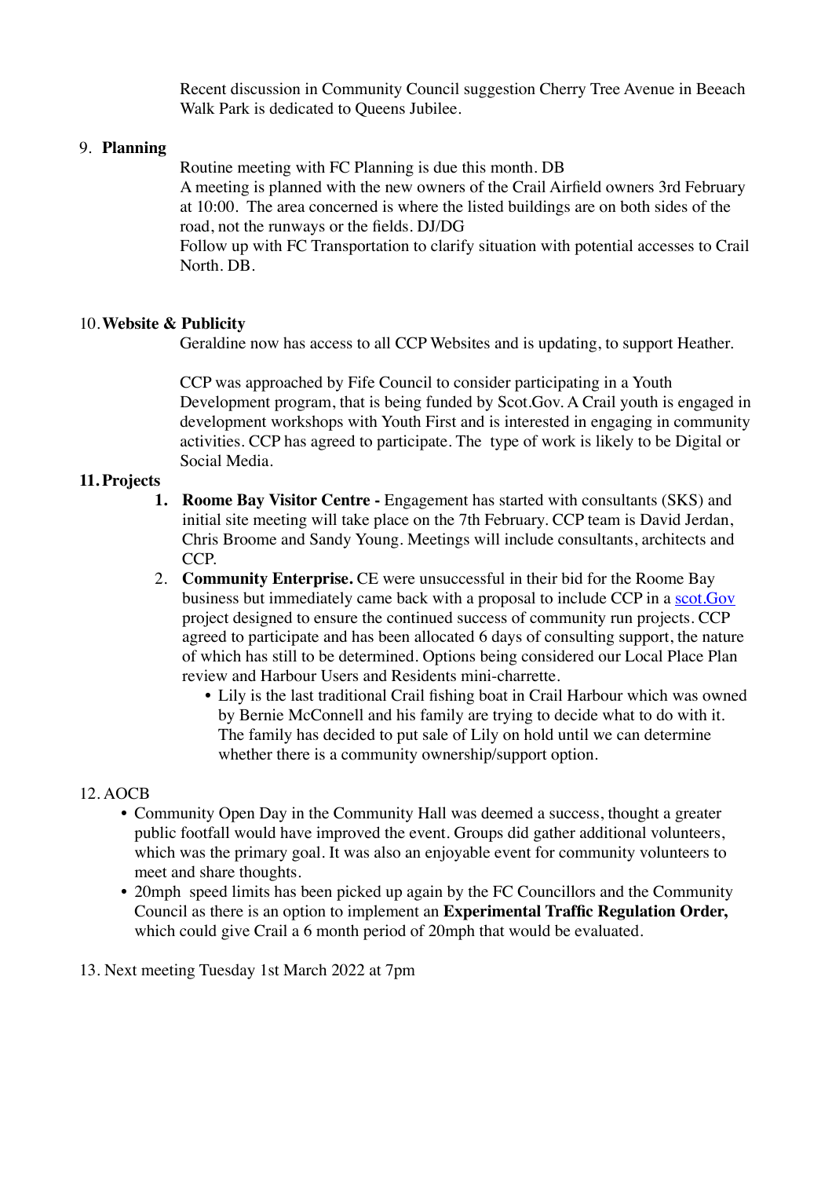Recent discussion in Community Council suggestion Cherry Tree Avenue in Beeach Walk Park is dedicated to Queens Jubilee.

9. **Planning**

Routine meeting with FC Planning is due this month. DB
A meeting is planned with the new owners of the Crail Airfield owners 3rd February at 10:00. The area concerned is where the listed buildings are on both sides of the road, not the runways or the fields. DJ/DG
Follow up with FC Transportation to clarify situation with potential accesses to Crail North. DB.

10. **Website & Publicity**

Geraldine now has access to all CCP Websites and is updating, to support Heather.

CCP was approached by Fife Council to consider participating in a Youth Development program, that is being funded by Scot.Gov. A Crail youth is engaged in development workshops with Youth First and is interested in engaging in community activities. CCP has agreed to participate. The type of work is likely to be Digital or Social Media.

**11. Projects**

1. **Roome Bay Visitor Centre -** Engagement has started with consultants (SKS) and initial site meeting will take place on the 7th February. CCP team is David Jerdan, Chris Broome and Sandy Young. Meetings will include consultants, architects and CCP.
2. **Community Enterprise.** CE were unsuccessful in their bid for the Roome Bay business but immediately came back with a proposal to include CCP in a scot.Gov project designed to ensure the continued success of community run projects. CCP agreed to participate and has been allocated 6 days of consulting support, the nature of which has still to be determined. Options being considered our Local Place Plan review and Harbour Users and Residents mini-charrette.
   - Lily is the last traditional Crail fishing boat in Crail Harbour which was owned by Bernie McConnell and his family are trying to decide what to do with it. The family has decided to put sale of Lily on hold until we can determine whether there is a community ownership/support option.

12. AOCB

- Community Open Day in the Community Hall was deemed a success, thought a greater public footfall would have improved the event. Groups did gather additional volunteers, which was the primary goal. It was also an enjoyable event for community volunteers to meet and share thoughts.
- 20mph speed limits has been picked up again by the FC Councillors and the Community Council as there is an option to implement an **Experimental Traffic Regulation Order,** which could give Crail a 6 month period of 20mph that would be evaluated.

13. Next meeting Tuesday 1st March 2022 at 7pm